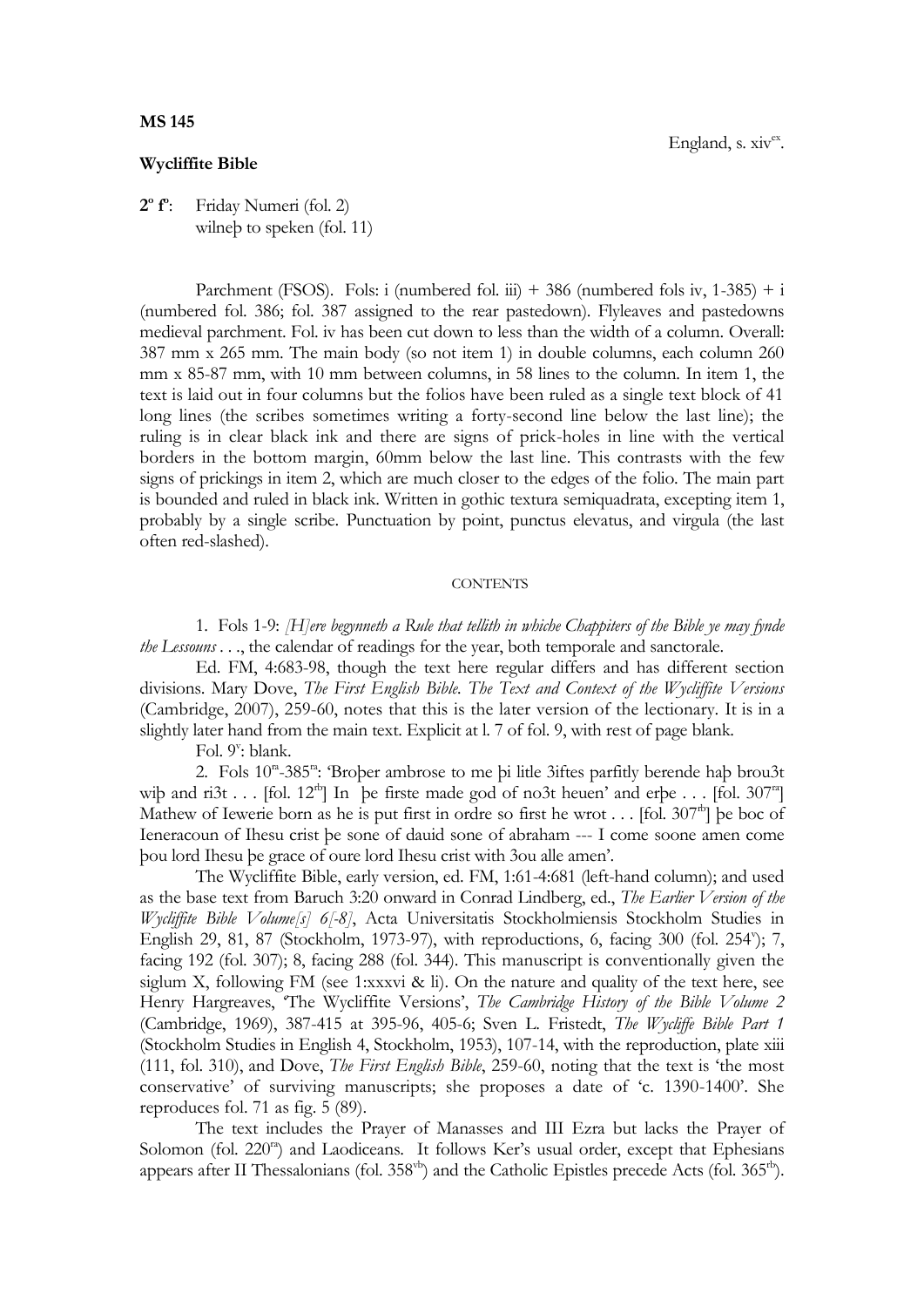**MS 145**

England, s. xiv$^{ex}$.

**Wycliffite Bible**

**2$^{o}$ f$^{o}$**: Friday Numeri (fol. 2)
wilneþ to speken (fol. 11)

Parchment (FSOS). Fols: i (numbered fol. iii) + 386 (numbered fols iv, 1-385) + i (numbered fol. 386; fol. 387 assigned to the rear pastedown). Flyleaves and pastedowns medieval parchment. Fol. iv has been cut down to less than the width of a column. Overall: 387 mm x 265 mm. The main body (so not item 1) in double columns, each column 260 mm x 85-87 mm, with 10 mm between columns, in 58 lines to the column. In item 1, the text is laid out in four columns but the folios have been ruled as a single text block of 41 long lines (the scribes sometimes writing a forty-second line below the last line); the ruling is in clear black ink and there are signs of prick-holes in line with the vertical borders in the bottom margin, 60mm below the last line. This contrasts with the few signs of prickings in item 2, which are much closer to the edges of the folio. The main part is bounded and ruled in black ink. Written in gothic textura semiquadrata, excepting item 1, probably by a single scribe. Punctuation by point, punctus elevatus, and virgula (the last often red-slashed).

CONTENTS

1. Fols 1-9: *[H]ere begynneth a Rule that tellith in whiche Chappiters of the Bible ye may fynde the Lessouns* . . ., the calendar of readings for the year, both temporale and sanctorale.

Ed. FM, 4:683-98, though the text here regular differs and has different section divisions. Mary Dove, *The First English Bible. The Text and Context of the Wycliffite Versions* (Cambridge, 2007), 259-60, notes that this is the later version of the lectionary. It is in a slightly later hand from the main text. Explicit at l. 7 of fol. 9, with rest of page blank.

Fol. 9$^{v}$: blank.

2. Fols 10$^{ra}$-385$^{ra}$: 'Broþer ambrose to me þi litle 3iftes parfitly berende haþ brou3t wiþ and ri3t . . . [fol. 12$^{rb}$] In þe firste made god of no3t heuen' and erþe . . . [fol. 307$^{ra}$] Mathew of Iewerie born as he is put first in ordre so first he wrot . . . [fol. 307$^{rb}$] þe boc of Ieneracoun of Ihesu crist þe sone of dauid sone of abraham --- I come soone amen come þou lord Ihesu þe grace of oure lord Ihesu crist with 3ou alle amen'.

The Wycliffite Bible, early version, ed. FM, 1:61-4:681 (left-hand column); and used as the base text from Baruch 3:20 onward in Conrad Lindberg, ed., *The Earlier Version of the Wycliffite Bible Volume[s] 6[-8]*, Acta Universitatis Stockholmiensis Stockholm Studies in English 29, 81, 87 (Stockholm, 1973-97), with reproductions, 6, facing 300 (fol. 254$^{v}$); 7, facing 192 (fol. 307); 8, facing 288 (fol. 344). This manuscript is conventionally given the siglum X, following FM (see 1:xxxvi & li). On the nature and quality of the text here, see Henry Hargreaves, 'The Wycliffite Versions', *The Cambridge History of the Bible Volume 2* (Cambridge, 1969), 387-415 at 395-96, 405-6; Sven L. Fristedt, *The Wycliffe Bible Part 1* (Stockholm Studies in English 4, Stockholm, 1953), 107-14, with the reproduction, plate xiii (111, fol. 310), and Dove, *The First English Bible*, 259-60, noting that the text is 'the most conservative' of surviving manuscripts; she proposes a date of 'c. 1390-1400'. She reproduces fol. 71 as fig. 5 (89).

The text includes the Prayer of Manasses and III Ezra but lacks the Prayer of Solomon (fol. 220$^{ra}$) and Laodiceans. It follows Ker's usual order, except that Ephesians appears after II Thessalonians (fol. 358$^{vb}$) and the Catholic Epistles precede Acts (fol. 365$^{rb}$).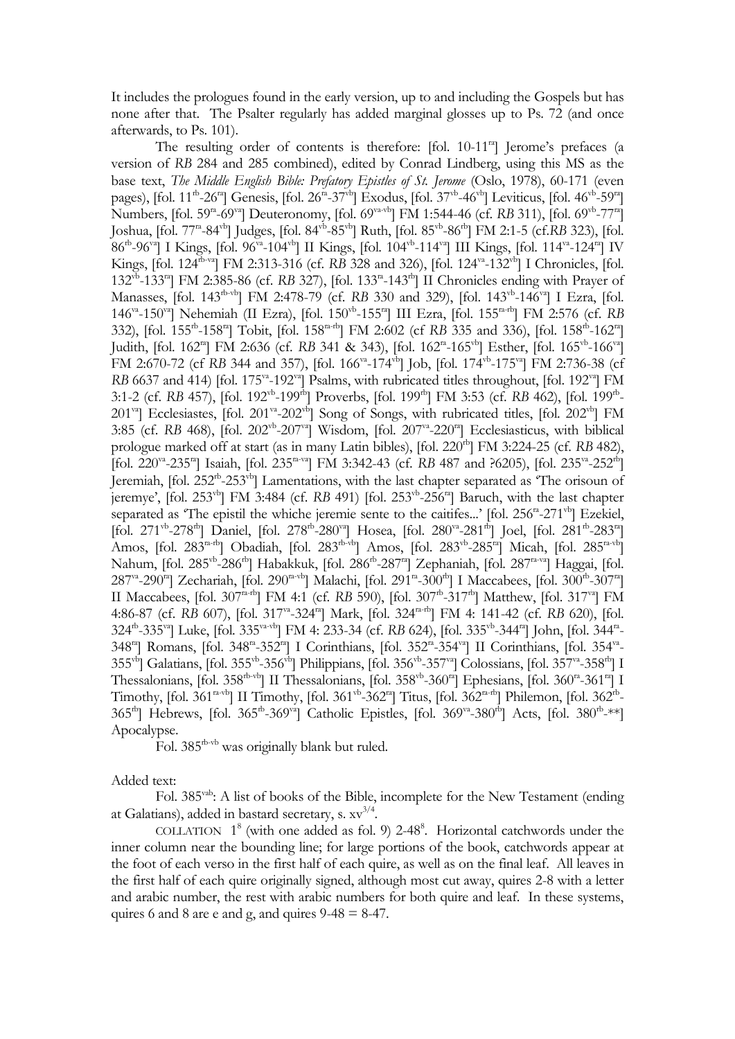It includes the prologues found in the early version, up to and including the Gospels but has none after that. The Psalter regularly has added marginal glosses up to Ps. 72 (and once afterwards, to Ps. 101).

The resulting order of contents is therefore: [fol. 10-11$^{ra}$] Jerome's prefaces (a version of *RB* 284 and 285 combined), edited by Conrad Lindberg, using this MS as the base text, *The Middle English Bible: Prefatory Epistles of St. Jerome* (Oslo, 1978), 60-171 (even pages), [fol. 11$^{rb}$-26$^{ra}$] Genesis, [fol. 26$^{ra}$-37$^{vb}$] Exodus, [fol. 37$^{vb}$-46$^{vb}$] Leviticus, [fol. 46$^{vb}$-59$^{ra}$] Numbers, [fol. 59$^{ra}$-69$^{va}$] Deuteronomy, [fol. 69$^{va-vb}$] FM 1:544-46 (cf. *RB* 311), [fol. 69$^{vb}$-77$^{ra}$] Joshua, [fol. 77$^{ra}$-84$^{vb}$] Judges, [fol. 84$^{vb}$-85$^{vb}$] Ruth, [fol. 85$^{vb}$-86$^{rb}$] FM 2:1-5 (cf.*RB* 323), [fol. 86$^{rb}$-96$^{va}$] I Kings, [fol. 96$^{va}$-104$^{vb}$] II Kings, [fol. 104$^{vb}$-114$^{va}$] III Kings, [fol. 114$^{va}$-124$^{ra}$] IV Kings, [fol. 124$^{rb-va}$] FM 2:313-316 (cf. *RB* 328 and 326), [fol. 124$^{va}$-132$^{vb}$] I Chronicles, [fol. 132$^{vb}$-133$^{ra}$] FM 2:385-86 (cf. *RB* 327), [fol. 133$^{ra}$-143$^{rb}$] II Chronicles ending with Prayer of Manasses, [fol. 143$^{rb-vb}$] FM 2:478-79 (cf. *RB* 330 and 329), [fol. 143$^{vb}$-146$^{va}$] I Ezra, [fol. 146$^{va}$-150$^{va}$] Nehemiah (II Ezra), [fol. 150$^{vb}$-155$^{ra}$] III Ezra, [fol. 155$^{ra-rb}$] FM 2:576 (cf. *RB* 332), [fol. 155$^{rb}$-158$^{ra}$] Tobit, [fol. 158$^{ra-rb}$] FM 2:602 (cf *RB* 335 and 336), [fol. 158$^{rb}$-162$^{ra}$] Judith, [fol. 162$^{ra}$] FM 2:636 (cf. *RB* 341 & 343), [fol. 162$^{ra}$-165$^{vb}$] Esther, [fol. 165$^{vb}$-166$^{va}$] FM 2:670-72 (cf *RB* 344 and 357), [fol. 166$^{va}$-174$^{vb}$] Job, [fol. 174$^{vb}$-175$^{va}$] FM 2:736-38 (cf *RB* 6637 and 414) [fol. 175$^{va}$-192$^{va}$] Psalms, with rubricated titles throughout, [fol. 192$^{va}$] FM 3:1-2 (cf. *RB* 457), [fol. 192$^{vb}$-199$^{rb}$] Proverbs, [fol. 199$^{rb}$] FM 3:53 (cf. *RB* 462), [fol. 199$^{rb}$-201$^{va}$] Ecclesiastes, [fol. 201$^{va}$-202$^{vb}$] Song of Songs, with rubricated titles, [fol. 202$^{vb}$] FM 3:85 (cf. *RB* 468), [fol. 202$^{vb}$-207$^{va}$] Wisdom, [fol. 207$^{va}$-220$^{ra}$] Ecclesiasticus, with biblical prologue marked off at start (as in many Latin bibles), [fol. 220$^{rb}$] FM 3:224-25 (cf. *RB* 482), [fol. 220$^{va}$-235$^{ra}$] Isaiah, [fol. 235$^{ra-va}$] FM 3:342-43 (cf. *RB* 487 and ?6205), [fol. 235$^{va}$-252$^{rb}$] Jeremiah, [fol. 252$^{rb}$-253$^{vb}$] Lamentations, with the last chapter separated as 'The orisoun of jeremye', [fol. 253$^{vb}$] FM 3:484 (cf. *RB* 491) [fol. 253$^{vb}$-256$^{ra}$] Baruch, with the last chapter separated as 'The epistil the whiche jeremie sente to the caitifes...' [fol. 256$^{ra}$-271$^{vb}$] Ezekiel, [fol. 271$^{vb}$-278$^{rb}$] Daniel, [fol. 278$^{rb}$-280$^{va}$] Hosea, [fol. 280$^{va}$-281$^{rb}$] Joel, [fol. 281$^{rb}$-283$^{ra}$] Amos, [fol. 283$^{ra-rb}$] Obadiah, [fol. 283$^{rb-vb}$] Amos, [fol. 283$^{vb}$-285$^{ra}$] Micah, [fol. 285$^{ra-vb}$] Nahum, [fol. 285$^{vb}$-286$^{rb}$] Habakkuk, [fol. 286$^{rb}$-287$^{ra}$] Zephaniah, [fol. 287$^{ra-va}$] Haggai, [fol. 287$^{va}$-290$^{ra}$] Zechariah, [fol. 290$^{ra-vb}$] Malachi, [fol. 291$^{ra}$-300$^{rb}$] I Maccabees, [fol. 300$^{rb}$-307$^{ra}$] II Maccabees, [fol. 307$^{ra-rb}$] FM 4:1 (cf. *RB* 590), [fol. 307$^{rb}$-317$^{rb}$] Matthew, [fol. 317$^{va}$] FM 4:86-87 (cf. *RB* 607), [fol. 317$^{va}$-324$^{ra}$] Mark, [fol. 324$^{ra-rb}$] FM 4: 141-42 (cf. *RB* 620), [fol. 324$^{rb}$-335$^{va}$] Luke, [fol. 335$^{va-vb}$] FM 4: 233-34 (cf. *RB* 624), [fol. 335$^{vb}$-344$^{ra}$] John, [fol. 344$^{ra}$-348$^{ra}$] Romans, [fol. 348$^{ra}$-352$^{ra}$] I Corinthians, [fol. 352$^{ra}$-354$^{va}$] II Corinthians, [fol. 354$^{va}$-355$^{vb}$] Galatians, [fol. 355$^{vb}$-356$^{vb}$] Philippians, [fol. 356$^{vb}$-357$^{va}$] Colossians, [fol. 357$^{va}$-358$^{rb}$] I Thessalonians, [fol. 358$^{rb-vb}$] II Thessalonians, [fol. 358$^{vb}$-360$^{ra}$] Ephesians, [fol. 360$^{ra}$-361$^{ra}$] I Timothy, [fol. 361$^{ra-vb}$] II Timothy, [fol. 361$^{vb}$-362$^{ra}$] Titus, [fol. 362$^{ra-rb}$] Philemon, [fol. 362$^{rb}$-365$^{rb}$] Hebrews, [fol. 365$^{rb}$-369$^{va}$] Catholic Epistles, [fol. 369$^{va}$-380$^{rb}$] Acts, [fol. 380$^{rb}$-**] Apocalypse.

Fol. 385$^{rb-vb}$ was originally blank but ruled.

Added text:

Fol. 385$^{vab}$: A list of books of the Bible, incomplete for the New Testament (ending at Galatians), added in bastard secretary, s. xv$^{3/4}$.

COLLATION $1^8$ (with one added as fol. 9) $2$-$48^8$. Horizontal catchwords under the inner column near the bounding line; for large portions of the book, catchwords appear at the foot of each verso in the first half of each quire, as well as on the final leaf. All leaves in the first half of each quire originally signed, although most cut away, quires 2-8 with a letter and arabic number, the rest with arabic numbers for both quire and leaf. In these systems, quires 6 and 8 are e and g, and quires 9-48 = 8-47.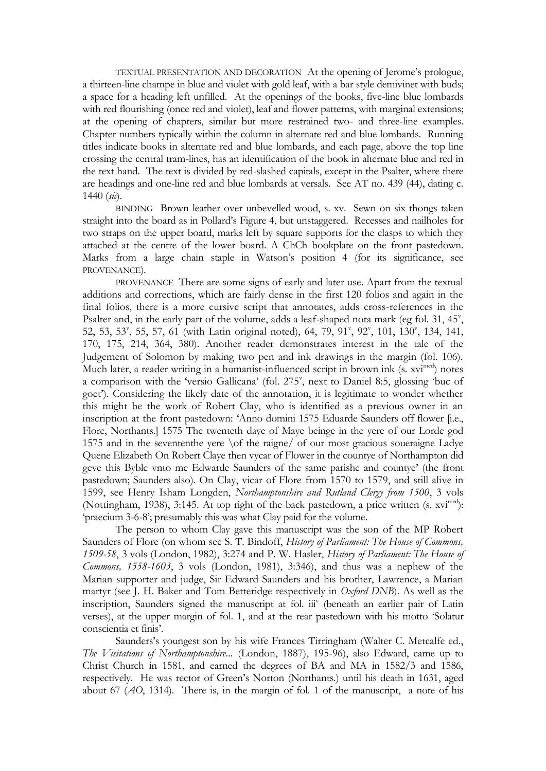TEXTUAL PRESENTATION AND DECORATION At the opening of Jerome's prologue, a thirteen-line champe in blue and violet with gold leaf, with a bar style demivinet with buds; a space for a heading left unfilled. At the openings of the books, five-line blue lombards with red flourishing (once red and violet), leaf and flower patterns, with marginal extensions; at the opening of chapters, similar but more restrained two- and three-line examples. Chapter numbers typically within the column in alternate red and blue lombards. Running titles indicate books in alternate red and blue lombards, and each page, above the top line crossing the central tram-lines, has an identification of the book in alternate blue and red in the text hand. The text is divided by red-slashed capitals, except in the Psalter, where there are headings and one-line red and blue lombards at versals. See AT no. 439 (44), dating c. 1440 (*sic*).

BINDING Brown leather over unbevelled wood, s. xv. Sewn on six thongs taken straight into the board as in Pollard's Figure 4, but unstaggered. Recesses and nailholes for two straps on the upper board, marks left by square supports for the clasps to which they attached at the centre of the lower board. A ChCh bookplate on the front pastedown. Marks from a large chain staple in Watson's position 4 (for its significance, see PROVENANCE).

PROVENANCE There are some signs of early and later use. Apart from the textual additions and corrections, which are fairly dense in the first 120 folios and again in the final folios, there is a more cursive script that annotates, adds cross-references in the Psalter and, in the early part of the volume, adds a leaf-shaped nota mark (eg fol. 31, 45^v^, 52, 53, 53^v^, 55, 57, 61 (with Latin original noted), 64, 79, 91^v^, 92^v^, 101, 130^v^, 134, 141, 170, 175, 214, 364, 380). Another reader demonstrates interest in the tale of the Judgement of Solomon by making two pen and ink drawings in the margin (fol. 106). Much later, a reader writing in a humanist-influenced script in brown ink (s. xvi^med^) notes a comparison with the 'versio Gallicana' (fol. 275^v^, next to Daniel 8:5, glossing 'buc of goet'). Considering the likely date of the annotation, it is legitimate to wonder whether this might be the work of Robert Clay, who is identified as a previous owner in an inscription at the front pastedown: 'Anno domini 1575 Eduarde Saunders off flower [i.e., Flore, Northants.] 1575 The twenteth daye of Maye beinge in the yere of our Lorde god 1575 and in the sevententhe yere \of the raigne/ of our most gracious soueraigne Ladye Quene Elizabeth On Robert Claye then vycar of Flower in the countye of Northampton did geve this Byble vnto me Edwarde Saunders of the same parishe and countye' (the front pastedown; Saunders also). On Clay, vicar of Flore from 1570 to 1579, and still alive in 1599, see Henry Isham Longden, *Northamptonshire and Rutland Clergy from 1500*, 3 vols (Nottingham, 1938), 3:145. At top right of the back pastedown, a price written (s. xvi^med^): 'praecium 3-6-8'; presumably this was what Clay paid for the volume.

The person to whom Clay gave this manuscript was the son of the MP Robert Saunders of Flore (on whom see S. T. Bindoff, *History of Parliament: The House of Commons, 1509-58*, 3 vols (London, 1982), 3:274 and P. W. Hasler, *History of Parliament: The House of Commons, 1558-1603*, 3 vols (London, 1981), 3:346), and thus was a nephew of the Marian supporter and judge, Sir Edward Saunders and his brother, Lawrence, a Marian martyr (see J. H. Baker and Tom Betteridge respectively in *Oxford DNB*). As well as the inscription, Saunders signed the manuscript at fol. iii^v^ (beneath an earlier pair of Latin verses), at the upper margin of fol. 1, and at the rear pastedown with his motto 'Solatur conscientia et finis'.

Saunders's youngest son by his wife Frances Tirringham (Walter C. Metcalfe ed., *The Visitations of Northamptonshire...* (London, 1887), 195-96), also Edward, came up to Christ Church in 1581, and earned the degrees of BA and MA in 1582/3 and 1586, respectively. He was rector of Green's Norton (Northants.) until his death in 1631, aged about 67 (*AO*, 1314). There is, in the margin of fol. 1 of the manuscript, a note of his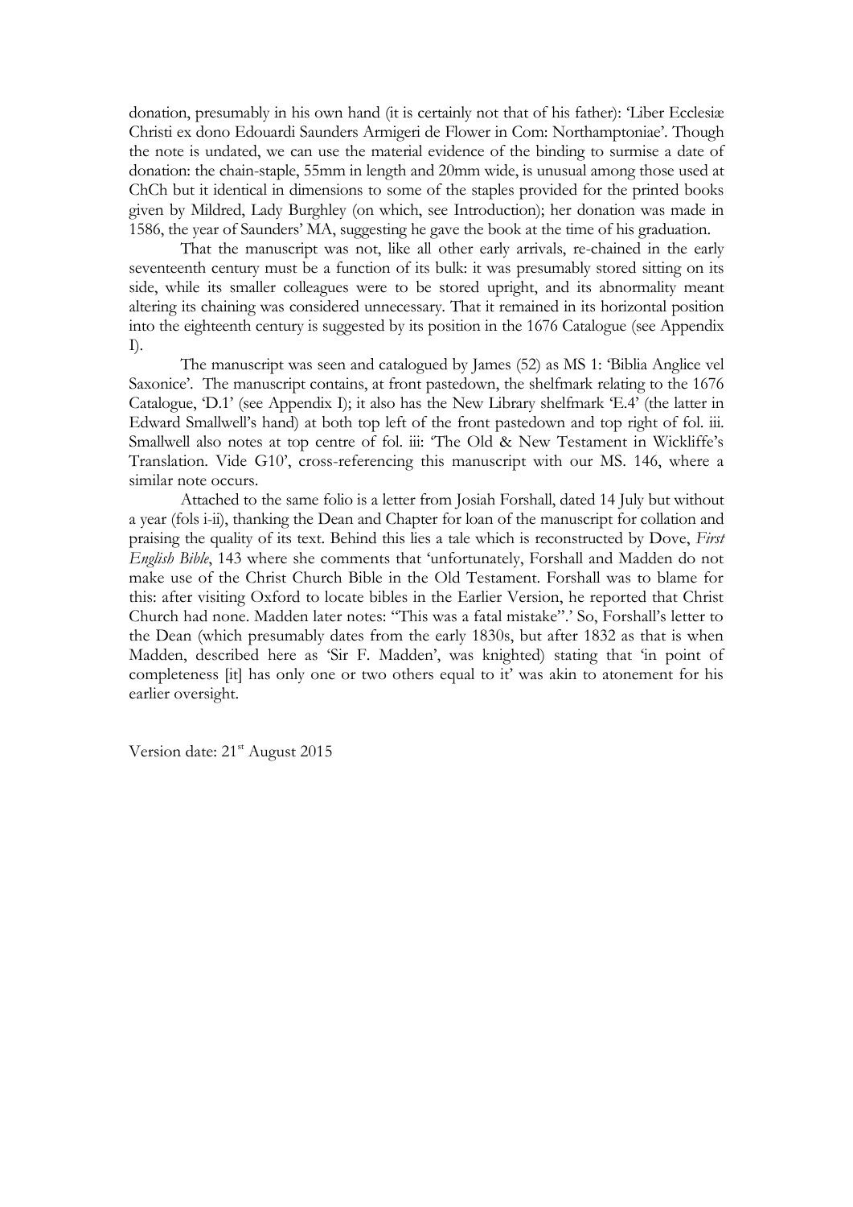donation, presumably in his own hand (it is certainly not that of his father): 'Liber Ecclesiæ Christi ex dono Edouardi Saunders Armigeri de Flower in Com: Northamptoniae'. Though the note is undated, we can use the material evidence of the binding to surmise a date of donation: the chain-staple, 55mm in length and 20mm wide, is unusual among those used at ChCh but it identical in dimensions to some of the staples provided for the printed books given by Mildred, Lady Burghley (on which, see Introduction); her donation was made in 1586, the year of Saunders' MA, suggesting he gave the book at the time of his graduation.

That the manuscript was not, like all other early arrivals, re-chained in the early seventeenth century must be a function of its bulk: it was presumably stored sitting on its side, while its smaller colleagues were to be stored upright, and its abnormality meant altering its chaining was considered unnecessary. That it remained in its horizontal position into the eighteenth century is suggested by its position in the 1676 Catalogue (see Appendix I).

The manuscript was seen and catalogued by James (52) as MS 1: 'Biblia Anglice vel Saxonice'. The manuscript contains, at front pastedown, the shelfmark relating to the 1676 Catalogue, 'D.1' (see Appendix I); it also has the New Library shelfmark 'E.4' (the latter in Edward Smallwell's hand) at both top left of the front pastedown and top right of fol. iii. Smallwell also notes at top centre of fol. iii: 'The Old & New Testament in Wickliffe's Translation. Vide G10', cross-referencing this manuscript with our MS. 146, where a similar note occurs.

Attached to the same folio is a letter from Josiah Forshall, dated 14 July but without a year (fols i-ii), thanking the Dean and Chapter for loan of the manuscript for collation and praising the quality of its text. Behind this lies a tale which is reconstructed by Dove, *First English Bible*, 143 where she comments that 'unfortunately, Forshall and Madden do not make use of the Christ Church Bible in the Old Testament. Forshall was to blame for this: after visiting Oxford to locate bibles in the Earlier Version, he reported that Christ Church had none. Madden later notes: "This was a fatal mistake".' So, Forshall's letter to the Dean (which presumably dates from the early 1830s, but after 1832 as that is when Madden, described here as 'Sir F. Madden', was knighted) stating that 'in point of completeness [it] has only one or two others equal to it' was akin to atonement for his earlier oversight.

Version date: 21st August 2015